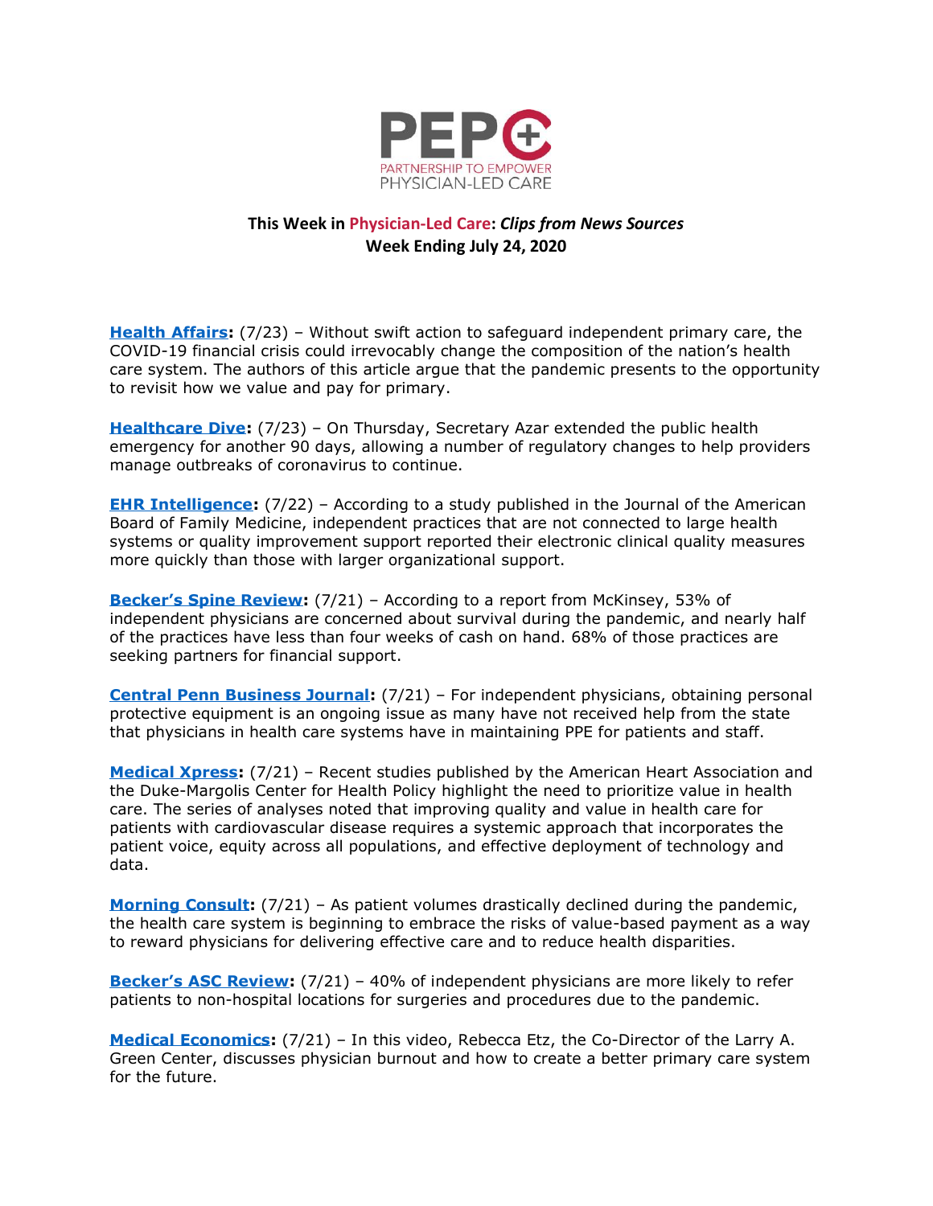PEPC

PARTNERSHIP TO EMPOWER PHYSICIAN-LED CARE

## This Week in Physician-Led Care: *Clips from News Sources*
## Week Ending July 24, 2020

**Health Affairs:** (7/23) – Without swift action to safeguard independent primary care, the COVID-19 financial crisis could irrevocably change the composition of the nation's health care system. The authors of this article argue that the pandemic presents to the opportunity to revisit how we value and pay for primary.

**Healthcare Dive:** (7/23) – On Thursday, Secretary Azar extended the public health emergency for another 90 days, allowing a number of regulatory changes to help providers manage outbreaks of coronavirus to continue.

**EHR Intelligence:** (7/22) – According to a study published in the Journal of the American Board of Family Medicine, independent practices that are not connected to large health systems or quality improvement support reported their electronic clinical quality measures more quickly than those with larger organizational support.

**Becker's Spine Review:** (7/21) – According to a report from McKinsey, 53% of independent physicians are concerned about survival during the pandemic, and nearly half of the practices have less than four weeks of cash on hand. 68% of those practices are seeking partners for financial support.

**Central Penn Business Journal:** (7/21) – For independent physicians, obtaining personal protective equipment is an ongoing issue as many have not received help from the state that physicians in health care systems have in maintaining PPE for patients and staff.

**Medical Xpress:** (7/21) – Recent studies published by the American Heart Association and the Duke-Margolis Center for Health Policy highlight the need to prioritize value in health care. The series of analyses noted that improving quality and value in health care for patients with cardiovascular disease requires a systemic approach that incorporates the patient voice, equity across all populations, and effective deployment of technology and data.

**Morning Consult:** (7/21) – As patient volumes drastically declined during the pandemic, the health care system is beginning to embrace the risks of value-based payment as a way to reward physicians for delivering effective care and to reduce health disparities.

**Becker's ASC Review:** (7/21) – 40% of independent physicians are more likely to refer patients to non-hospital locations for surgeries and procedures due to the pandemic.

**Medical Economics:** (7/21) – In this video, Rebecca Etz, the Co-Director of the Larry A. Green Center, discusses physician burnout and how to create a better primary care system for the future.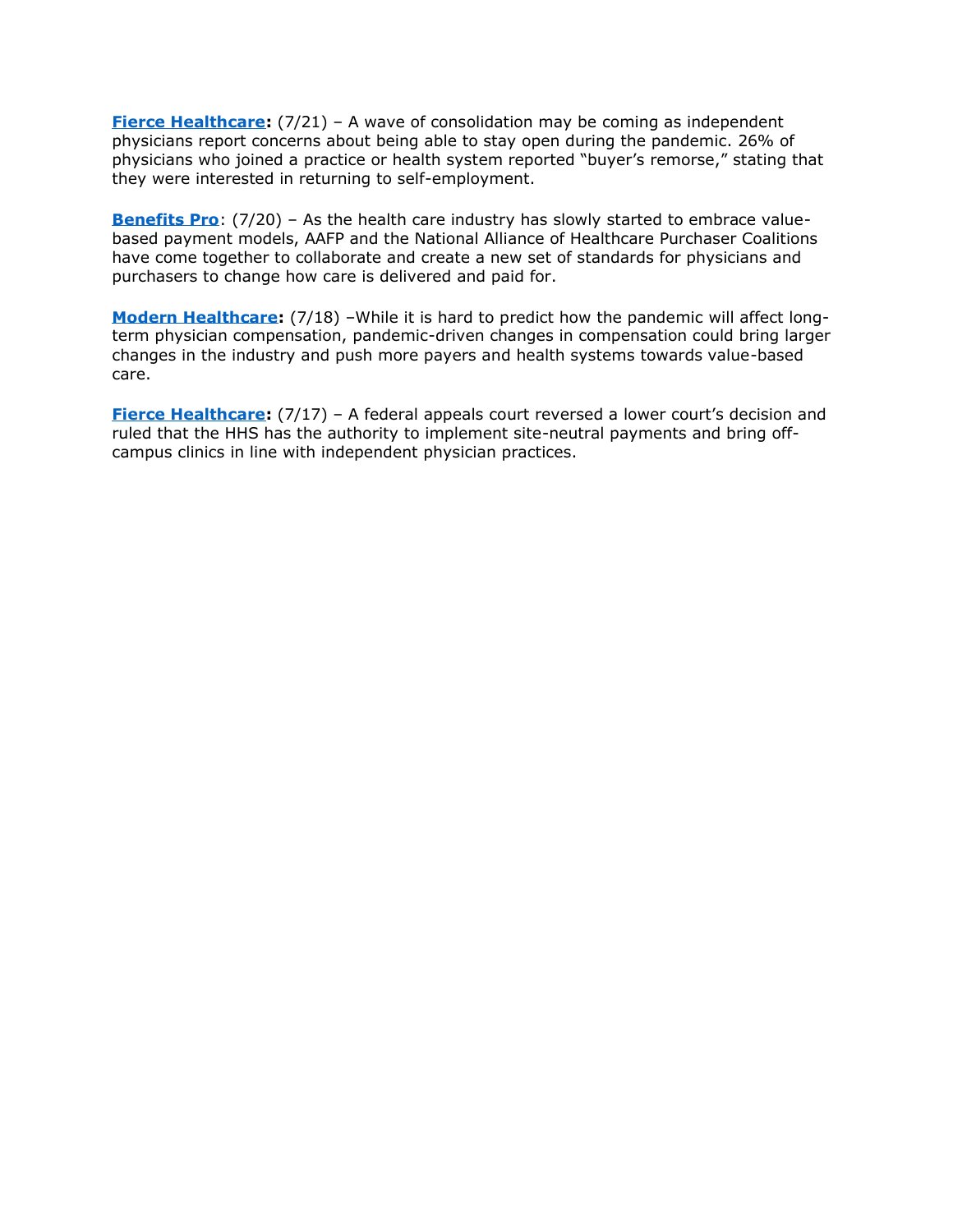**Fierce Healthcare:** (7/21) – A wave of consolidation may be coming as independent physicians report concerns about being able to stay open during the pandemic. 26% of physicians who joined a practice or health system reported "buyer's remorse," stating that they were interested in returning to self-employment.

**Benefits Pro**: (7/20) – As the health care industry has slowly started to embrace value-based payment models, AAFP and the National Alliance of Healthcare Purchaser Coalitions have come together to collaborate and create a new set of standards for physicians and purchasers to change how care is delivered and paid for.

**Modern Healthcare:** (7/18) –While it is hard to predict how the pandemic will affect long-term physician compensation, pandemic-driven changes in compensation could bring larger changes in the industry and push more payers and health systems towards value-based care.

**Fierce Healthcare:** (7/17) – A federal appeals court reversed a lower court's decision and ruled that the HHS has the authority to implement site-neutral payments and bring off-campus clinics in line with independent physician practices.